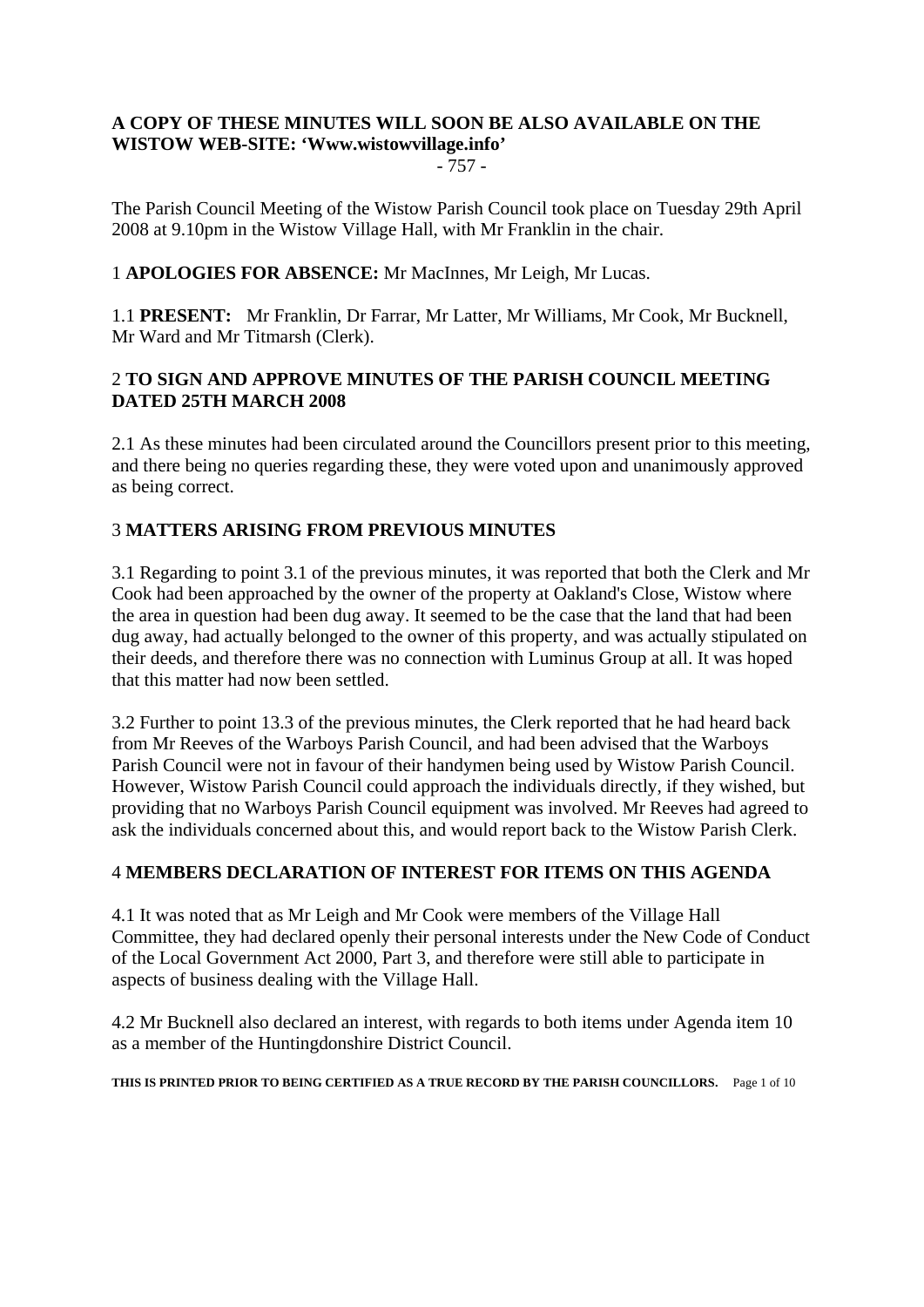**A COPY OF THESE MINUTES WILL SOON BE ALSO AVAILABLE ON THE WISTOW WEB-SITE: 'Www.wistowvillage.info'**

- 757 -

The Parish Council Meeting of the Wistow Parish Council took place on Tuesday 29th April 2008 at 9.10pm in the Wistow Village Hall, with Mr Franklin in the chair.

1 **APOLOGIES FOR ABSENCE:** Mr MacInnes, Mr Leigh, Mr Lucas.

1.1 **PRESENT:** Mr Franklin, Dr Farrar, Mr Latter, Mr Williams, Mr Cook, Mr Bucknell, Mr Ward and Mr Titmarsh (Clerk).

2 **TO SIGN AND APPROVE MINUTES OF THE PARISH COUNCIL MEETING DATED 25TH MARCH 2008**

2.1 As these minutes had been circulated around the Councillors present prior to this meeting, and there being no queries regarding these, they were voted upon and unanimously approved as being correct.

3 **MATTERS ARISING FROM PREVIOUS MINUTES**

3.1 Regarding to point 3.1 of the previous minutes, it was reported that both the Clerk and Mr Cook had been approached by the owner of the property at Oakland's Close, Wistow where the area in question had been dug away. It seemed to be the case that the land that had been dug away, had actually belonged to the owner of this property, and was actually stipulated on their deeds, and therefore there was no connection with Luminus Group at all. It was hoped that this matter had now been settled.

3.2 Further to point 13.3 of the previous minutes, the Clerk reported that he had heard back from Mr Reeves of the Warboys Parish Council, and had been advised that the Warboys Parish Council were not in favour of their handymen being used by Wistow Parish Council. However, Wistow Parish Council could approach the individuals directly, if they wished, but providing that no Warboys Parish Council equipment was involved. Mr Reeves had agreed to ask the individuals concerned about this, and would report back to the Wistow Parish Clerk.

4 **MEMBERS DECLARATION OF INTEREST FOR ITEMS ON THIS AGENDA**

4.1 It was noted that as Mr Leigh and Mr Cook were members of the Village Hall Committee, they had declared openly their personal interests under the New Code of Conduct of the Local Government Act 2000, Part 3, and therefore were still able to participate in aspects of business dealing with the Village Hall.

4.2 Mr Bucknell also declared an interest, with regards to both items under Agenda item 10 as a member of the Huntingdonshire District Council.

**THIS IS PRINTED PRIOR TO BEING CERTIFIED AS A TRUE RECORD BY THE PARISH COUNCILLORS.**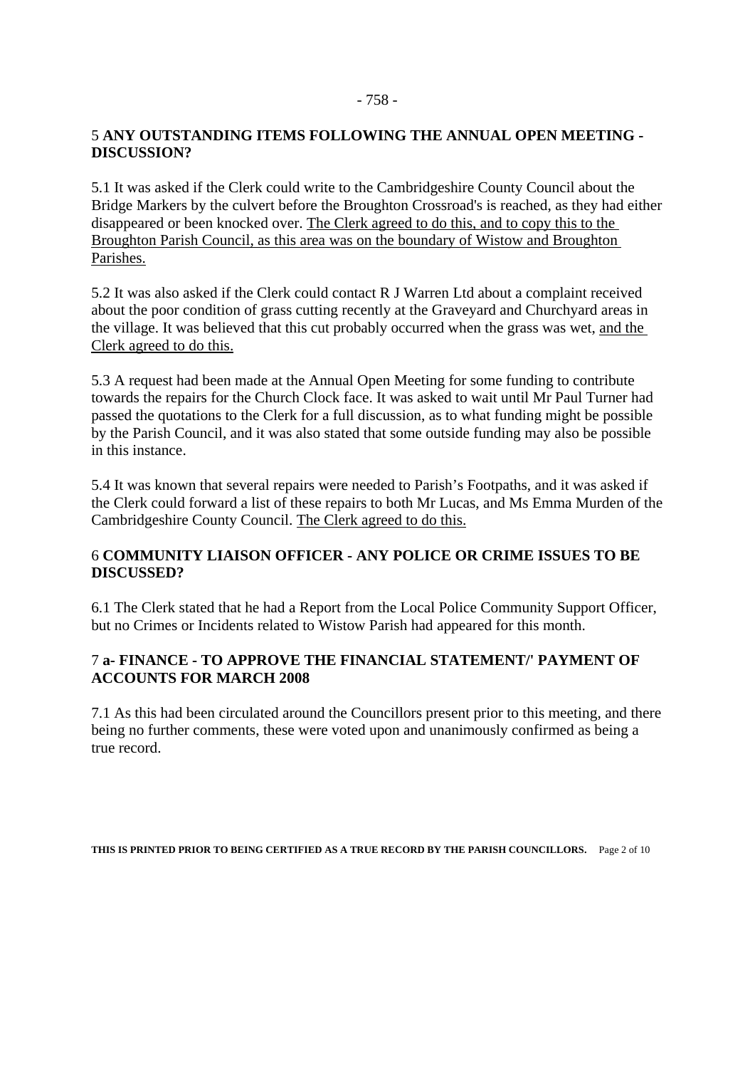## 5 ANY OUTSTANDING ITEMS FOLLOWING THE ANNUAL OPEN MEETING - DISCUSSION?

5.1 It was asked if the Clerk could write to the Cambridgeshire County Council about the Bridge Markers by the culvert before the Broughton Crossroad's is reached, as they had either disappeared or been knocked over. <u>The Clerk agreed to do this, and to copy this to the Broughton Parish Council, as this area was on the boundary of Wistow and Broughton Parishes.</u>

5.2 It was also asked if the Clerk could contact R J Warren Ltd about a complaint received about the poor condition of grass cutting recently at the Graveyard and Churchyard areas in the village. It was believed that this cut probably occurred when the grass was wet, <u>and the Clerk agreed to do this.</u>

5.3 A request had been made at the Annual Open Meeting for some funding to contribute towards the repairs for the Church Clock face. It was asked to wait until Mr Paul Turner had passed the quotations to the Clerk for a full discussion, as to what funding might be possible by the Parish Council, and it was also stated that some outside funding may also be possible in this instance.

5.4 It was known that several repairs were needed to Parish's Footpaths, and it was asked if the Clerk could forward a list of these repairs to both Mr Lucas, and Ms Emma Murden of the Cambridgeshire County Council. <u>The Clerk agreed to do this.</u>

## 6 COMMUNITY LIAISON OFFICER - ANY POLICE OR CRIME ISSUES TO BE DISCUSSED?

6.1 The Clerk stated that he had a Report from the Local Police Community Support Officer, but no Crimes or Incidents related to Wistow Parish had appeared for this month.

## 7 a- FINANCE - TO APPROVE THE FINANCIAL STATEMENT/' PAYMENT OF ACCOUNTS FOR MARCH 2008

7.1 As this had been circulated around the Councillors present prior to this meeting, and there being no further comments, these were voted upon and unanimously confirmed as being a true record.

**THIS IS PRINTED PRIOR TO BEING CERTIFIED AS A TRUE RECORD BY THE PARISH COUNCILLORS.**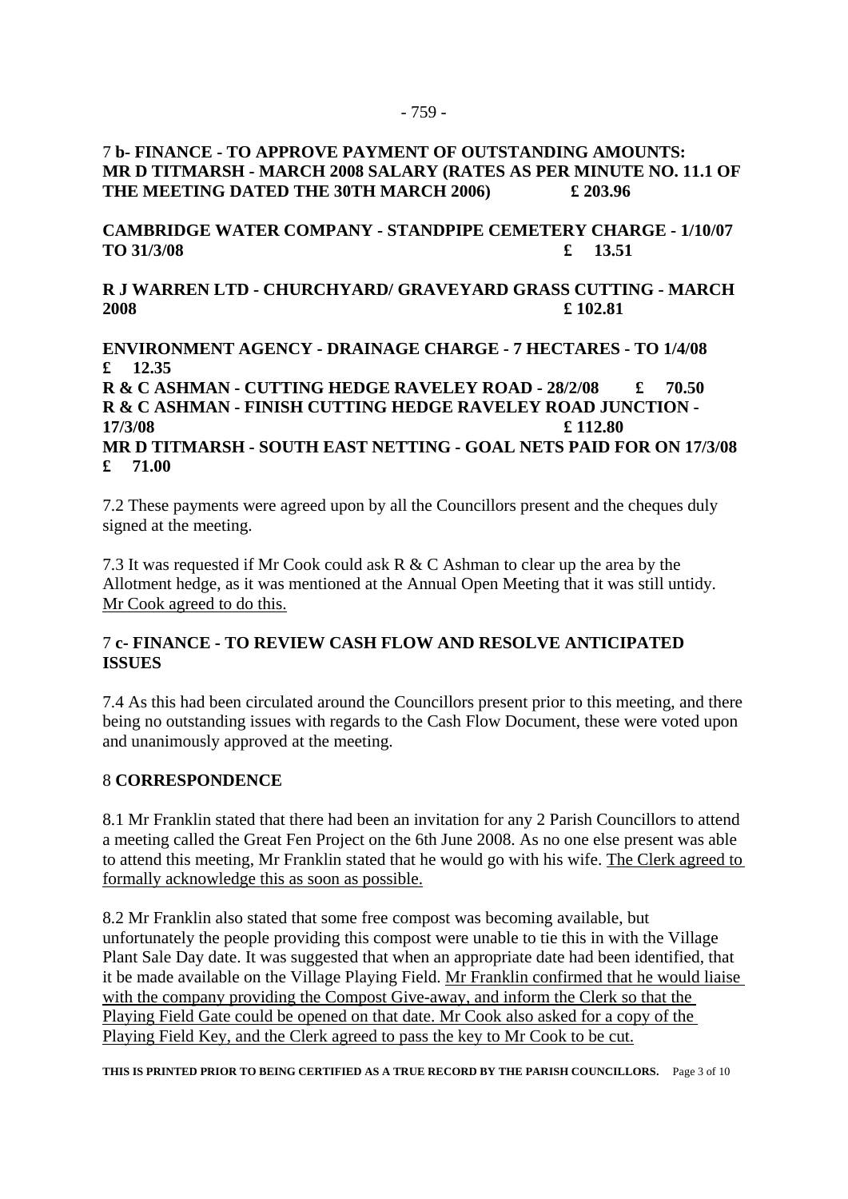### 7 **b- FINANCE - TO APPROVE PAYMENT OF OUTSTANDING AMOUNTS:**

**MR D TITMARSH - MARCH 2008 SALARY (RATES AS PER MINUTE NO. 11.1 OF THE MEETING DATED THE 30TH MARCH 2006) £ 203.96**

**CAMBRIDGE WATER COMPANY - STANDPIPE CEMETERY CHARGE - 1/10/07 TO 31/3/08 £ 13.51**

**R J WARREN LTD - CHURCHYARD/ GRAVEYARD GRASS CUTTING - MARCH 2008 £ 102.81**

**ENVIRONMENT AGENCY - DRAINAGE CHARGE - 7 HECTARES - TO 1/4/08 £ 12.35**
**R & C ASHMAN - CUTTING HEDGE RAVELEY ROAD - 28/2/08 £ 70.50**
**R & C ASHMAN - FINISH CUTTING HEDGE RAVELEY ROAD JUNCTION - 17/3/08 £ 112.80**
**MR D TITMARSH - SOUTH EAST NETTING - GOAL NETS PAID FOR ON 17/3/08 £ 71.00**

7.2 These payments were agreed upon by all the Councillors present and the cheques duly signed at the meeting.

7.3 It was requested if Mr Cook could ask R & C Ashman to clear up the area by the Allotment hedge, as it was mentioned at the Annual Open Meeting that it was still untidy. Mr Cook agreed to do this.

### 7 **c- FINANCE - TO REVIEW CASH FLOW AND RESOLVE ANTICIPATED ISSUES**

7.4 As this had been circulated around the Councillors present prior to this meeting, and there being no outstanding issues with regards to the Cash Flow Document, these were voted upon and unanimously approved at the meeting.

### 8 **CORRESPONDENCE**

8.1 Mr Franklin stated that there had been an invitation for any 2 Parish Councillors to attend a meeting called the Great Fen Project on the 6th June 2008. As no one else present was able to attend this meeting, Mr Franklin stated that he would go with his wife. The Clerk agreed to formally acknowledge this as soon as possible.

8.2 Mr Franklin also stated that some free compost was becoming available, but unfortunately the people providing this compost were unable to tie this in with the Village Plant Sale Day date. It was suggested that when an appropriate date had been identified, that it be made available on the Village Playing Field. Mr Franklin confirmed that he would liaise with the company providing the Compost Give-away, and inform the Clerk so that the Playing Field Gate could be opened on that date. Mr Cook also asked for a copy of the Playing Field Key, and the Clerk agreed to pass the key to Mr Cook to be cut.

**THIS IS PRINTED PRIOR TO BEING CERTIFIED AS A TRUE RECORD BY THE PARISH COUNCILLORS.**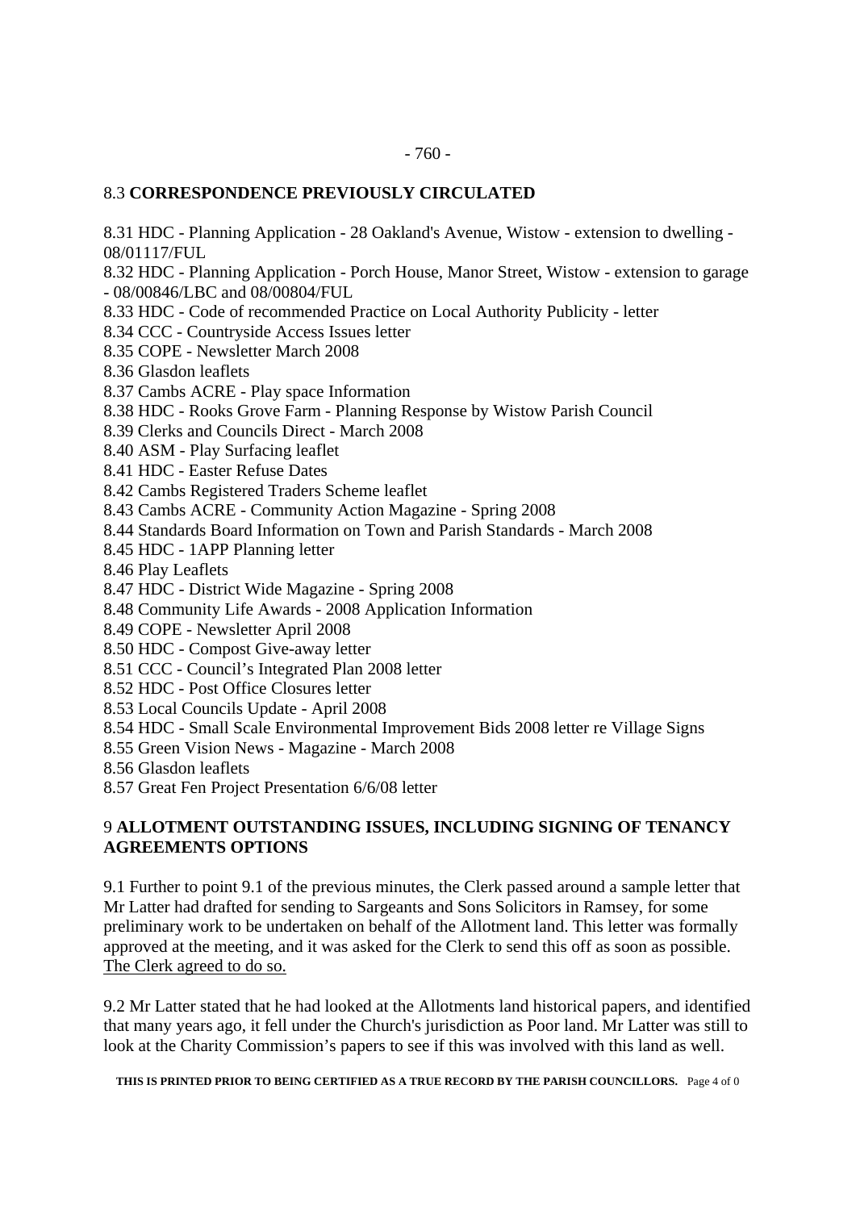## 8.3 **CORRESPONDENCE PREVIOUSLY CIRCULATED**

8.31 HDC - Planning Application - 28 Oakland's Avenue, Wistow - extension to dwelling - 08/01117/FUL
8.32 HDC - Planning Application - Porch House, Manor Street, Wistow - extension to garage - 08/00846/LBC and 08/00804/FUL
8.33 HDC - Code of recommended Practice on Local Authority Publicity - letter
8.34 CCC - Countryside Access Issues letter
8.35 COPE - Newsletter March 2008
8.36 Glasdon leaflets
8.37 Cambs ACRE - Play space Information
8.38 HDC - Rooks Grove Farm - Planning Response by Wistow Parish Council
8.39 Clerks and Councils Direct - March 2008
8.40 ASM - Play Surfacing leaflet
8.41 HDC - Easter Refuse Dates
8.42 Cambs Registered Traders Scheme leaflet
8.43 Cambs ACRE - Community Action Magazine - Spring 2008
8.44 Standards Board Information on Town and Parish Standards - March 2008
8.45 HDC - 1APP Planning letter
8.46 Play Leaflets
8.47 HDC - District Wide Magazine - Spring 2008
8.48 Community Life Awards - 2008 Application Information
8.49 COPE - Newsletter April 2008
8.50 HDC - Compost Give-away letter
8.51 CCC - Council's Integrated Plan 2008 letter
8.52 HDC - Post Office Closures letter
8.53 Local Councils Update - April 2008
8.54 HDC - Small Scale Environmental Improvement Bids 2008 letter re Village Signs
8.55 Green Vision News - Magazine - March 2008
8.56 Glasdon leaflets
8.57 Great Fen Project Presentation 6/6/08 letter

## 9 **ALLOTMENT OUTSTANDING ISSUES, INCLUDING SIGNING OF TENANCY AGREEMENTS OPTIONS**

9.1 Further to point 9.1 of the previous minutes, the Clerk passed around a sample letter that Mr Latter had drafted for sending to Sargeants and Sons Solicitors in Ramsey, for some preliminary work to be undertaken on behalf of the Allotment land. This letter was formally approved at the meeting, and it was asked for the Clerk to send this off as soon as possible. The Clerk agreed to do so.

9.2 Mr Latter stated that he had looked at the Allotments land historical papers, and identified that many years ago, it fell under the Church's jurisdiction as Poor land. Mr Latter was still to look at the Charity Commission's papers to see if this was involved with this land as well.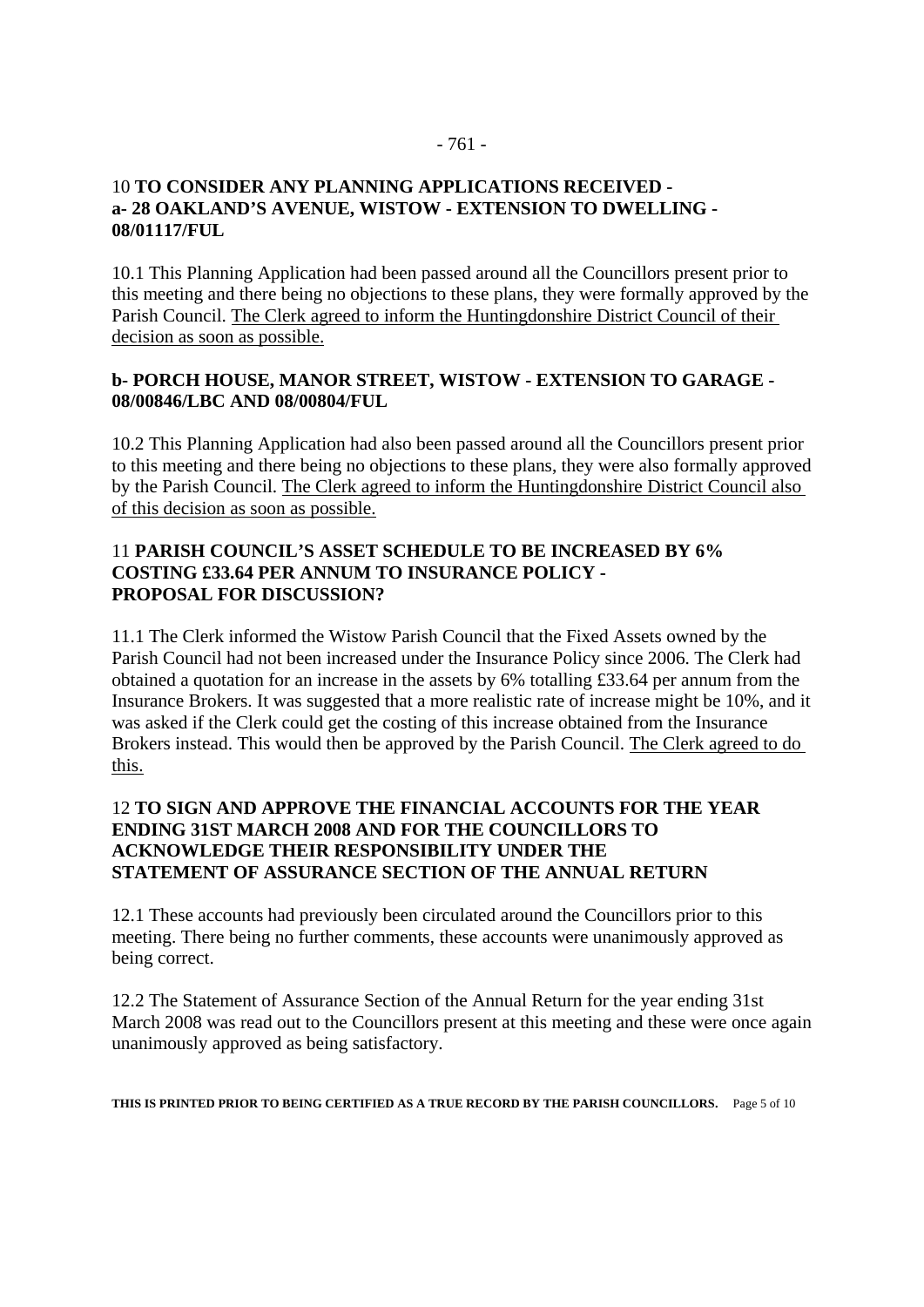**10 TO CONSIDER ANY PLANNING APPLICATIONS RECEIVED - a- 28 OAKLAND'S AVENUE, WISTOW - EXTENSION TO DWELLING - 08/01117/FUL**

10.1 This Planning Application had been passed around all the Councillors present prior to this meeting and there being no objections to these plans, they were formally approved by the Parish Council. The Clerk agreed to inform the Huntingdonshire District Council of their decision as soon as possible.

**b- PORCH HOUSE, MANOR STREET, WISTOW - EXTENSION TO GARAGE - 08/00846/LBC AND 08/00804/FUL**

10.2 This Planning Application had also been passed around all the Councillors present prior to this meeting and there being no objections to these plans, they were also formally approved by the Parish Council. The Clerk agreed to inform the Huntingdonshire District Council also of this decision as soon as possible.

**11 PARISH COUNCIL'S ASSET SCHEDULE TO BE INCREASED BY 6% COSTING £33.64 PER ANNUM TO INSURANCE POLICY - PROPOSAL FOR DISCUSSION?**

11.1 The Clerk informed the Wistow Parish Council that the Fixed Assets owned by the Parish Council had not been increased under the Insurance Policy since 2006. The Clerk had obtained a quotation for an increase in the assets by 6% totalling £33.64 per annum from the Insurance Brokers. It was suggested that a more realistic rate of increase might be 10%, and it was asked if the Clerk could get the costing of this increase obtained from the Insurance Brokers instead. This would then be approved by the Parish Council. The Clerk agreed to do this.

**12 TO SIGN AND APPROVE THE FINANCIAL ACCOUNTS FOR THE YEAR ENDING 31ST MARCH 2008 AND FOR THE COUNCILLORS TO ACKNOWLEDGE THEIR RESPONSIBILITY UNDER THE STATEMENT OF ASSURANCE SECTION OF THE ANNUAL RETURN**

12.1 These accounts had previously been circulated around the Councillors prior to this meeting. There being no further comments, these accounts were unanimously approved as being correct.

12.2 The Statement of Assurance Section of the Annual Return for the year ending 31st March 2008 was read out to the Councillors present at this meeting and these were once again unanimously approved as being satisfactory.

**THIS IS PRINTED PRIOR TO BEING CERTIFIED AS A TRUE RECORD BY THE PARISH COUNCILLORS.**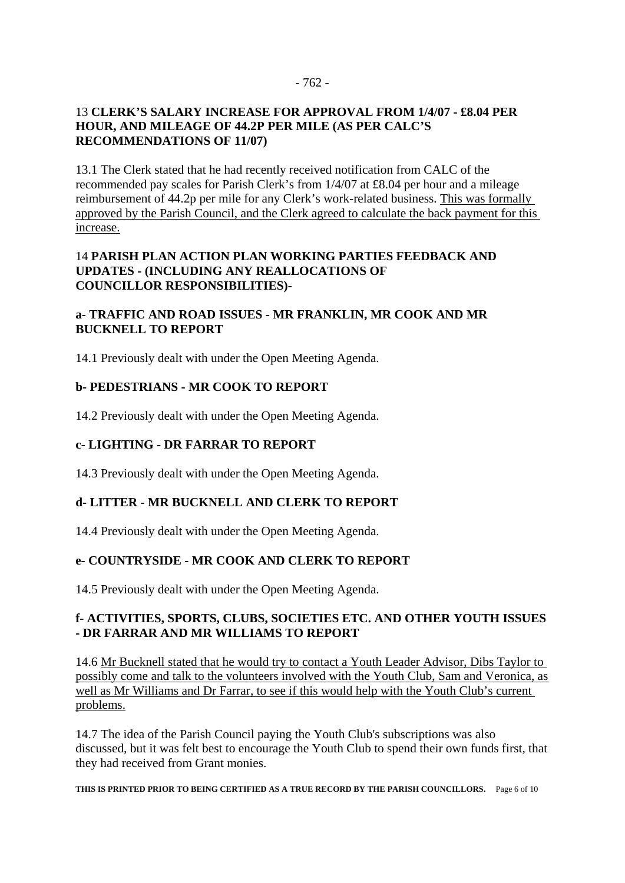## 13 **CLERK'S SALARY INCREASE FOR APPROVAL FROM 1/4/07 - £8.04 PER HOUR, AND MILEAGE OF 44.2P PER MILE (AS PER CALC'S RECOMMENDATIONS OF 11/07)**

13.1 The Clerk stated that he had recently received notification from CALC of the recommended pay scales for Parish Clerk's from 1/4/07 at £8.04 per hour and a mileage reimbursement of 44.2p per mile for any Clerk's work-related business. <u>This was formally approved by the Parish Council, and the Clerk agreed to calculate the back payment for this increase.</u>

## 14 **PARISH PLAN ACTION PLAN WORKING PARTIES FEEDBACK AND UPDATES - (INCLUDING ANY REALLOCATIONS OF COUNCILLOR RESPONSIBILITIES)-**

### a- TRAFFIC AND ROAD ISSUES - MR FRANKLIN, MR COOK AND MR BUCKNELL TO REPORT

14.1 Previously dealt with under the Open Meeting Agenda.

### b- PEDESTRIANS - MR COOK TO REPORT

14.2 Previously dealt with under the Open Meeting Agenda.

### c- LIGHTING - DR FARRAR TO REPORT

14.3 Previously dealt with under the Open Meeting Agenda.

### d- LITTER - MR BUCKNELL AND CLERK TO REPORT

14.4 Previously dealt with under the Open Meeting Agenda.

### e- COUNTRYSIDE - MR COOK AND CLERK TO REPORT

14.5 Previously dealt with under the Open Meeting Agenda.

### f- ACTIVITIES, SPORTS, CLUBS, SOCIETIES ETC. AND OTHER YOUTH ISSUES - DR FARRAR AND MR WILLIAMS TO REPORT

14.6 <u>Mr Bucknell stated that he would try to contact a Youth Leader Advisor, Dibs Taylor to possibly come and talk to the volunteers involved with the Youth Club, Sam and Veronica, as well as Mr Williams and Dr Farrar, to see if this would help with the Youth Club's current problems.</u>

14.7 The idea of the Parish Council paying the Youth Club's subscriptions was also discussed, but it was felt best to encourage the Youth Club to spend their own funds first, that they had received from Grant monies.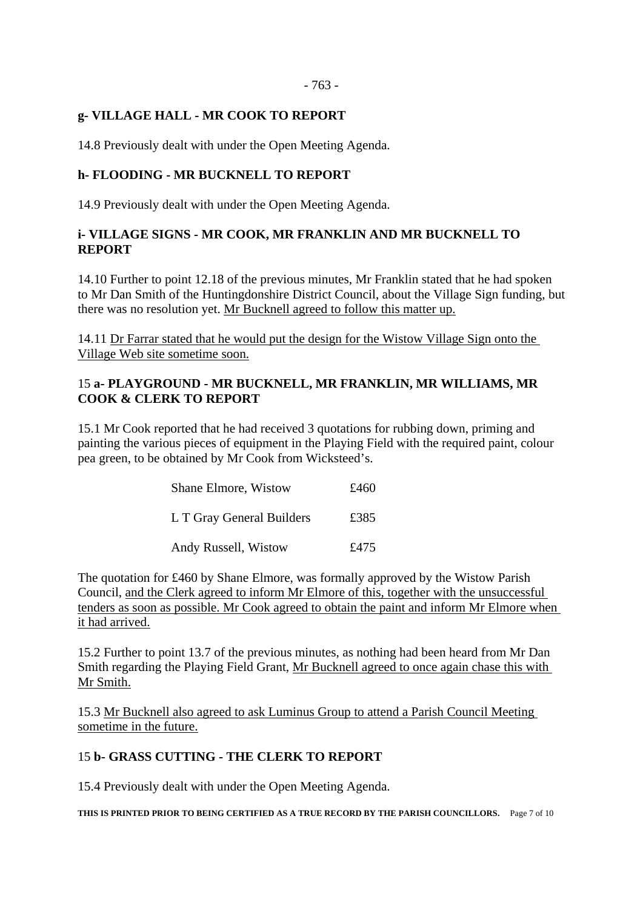**g- VILLAGE HALL - MR COOK TO REPORT**

14.8 Previously dealt with under the Open Meeting Agenda.

**h- FLOODING - MR BUCKNELL TO REPORT**

14.9 Previously dealt with under the Open Meeting Agenda.

**i- VILLAGE SIGNS - MR COOK, MR FRANKLIN AND MR BUCKNELL TO REPORT**

14.10 Further to point 12.18 of the previous minutes, Mr Franklin stated that he had spoken to Mr Dan Smith of the Huntingdonshire District Council, about the Village Sign funding, but there was no resolution yet. Mr Bucknell agreed to follow this matter up.

14.11 Dr Farrar stated that he would put the design for the Wistow Village Sign onto the Village Web site sometime soon.

15 **a- PLAYGROUND - MR BUCKNELL, MR FRANKLIN, MR WILLIAMS, MR COOK & CLERK TO REPORT**

15.1 Mr Cook reported that he had received 3 quotations for rubbing down, priming and painting the various pieces of equipment in the Playing Field with the required paint, colour pea green, to be obtained by Mr Cook from Wicksteed's.

| | |
|---|---|
| Shane Elmore, Wistow | £460 |
| L T Gray General Builders | £385 |
| Andy Russell, Wistow | £475 |

The quotation for £460 by Shane Elmore, was formally approved by the Wistow Parish Council, and the Clerk agreed to inform Mr Elmore of this, together with the unsuccessful tenders as soon as possible. Mr Cook agreed to obtain the paint and inform Mr Elmore when it had arrived.

15.2 Further to point 13.7 of the previous minutes, as nothing had been heard from Mr Dan Smith regarding the Playing Field Grant, Mr Bucknell agreed to once again chase this with Mr Smith.

15.3 Mr Bucknell also agreed to ask Luminus Group to attend a Parish Council Meeting sometime in the future.

15 **b- GRASS CUTTING - THE CLERK TO REPORT**

15.4 Previously dealt with under the Open Meeting Agenda.

**THIS IS PRINTED PRIOR TO BEING CERTIFIED AS A TRUE RECORD BY THE PARISH COUNCILLORS.**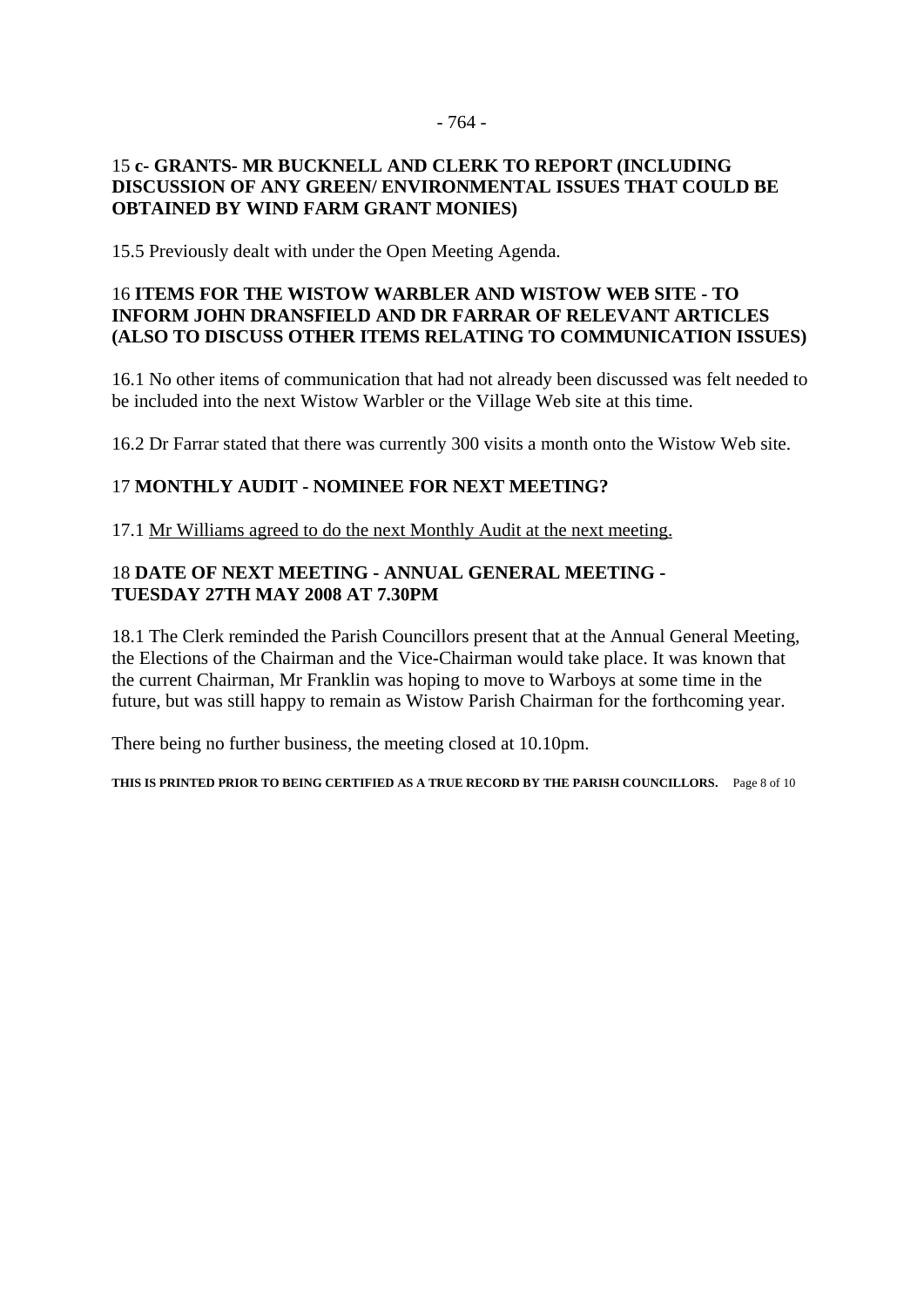15 **c- GRANTS- MR BUCKNELL AND CLERK TO REPORT (INCLUDING DISCUSSION OF ANY GREEN/ ENVIRONMENTAL ISSUES THAT COULD BE OBTAINED BY WIND FARM GRANT MONIES)**

15.5 Previously dealt with under the Open Meeting Agenda.

16 **ITEMS FOR THE WISTOW WARBLER AND WISTOW WEB SITE - TO INFORM JOHN DRANSFIELD AND DR FARRAR OF RELEVANT ARTICLES (ALSO TO DISCUSS OTHER ITEMS RELATING TO COMMUNICATION ISSUES)**

16.1 No other items of communication that had not already been discussed was felt needed to be included into the next Wistow Warbler or the Village Web site at this time.

16.2 Dr Farrar stated that there was currently 300 visits a month onto the Wistow Web site.

17 **MONTHLY AUDIT - NOMINEE FOR NEXT MEETING?**

17.1 Mr Williams agreed to do the next Monthly Audit at the next meeting.

18 **DATE OF NEXT MEETING - ANNUAL GENERAL MEETING - TUESDAY 27TH MAY 2008 AT 7.30PM**

18.1 The Clerk reminded the Parish Councillors present that at the Annual General Meeting, the Elections of the Chairman and the Vice-Chairman would take place. It was known that the current Chairman, Mr Franklin was hoping to move to Warboys at some time in the future, but was still happy to remain as Wistow Parish Chairman for the forthcoming year.

There being no further business, the meeting closed at 10.10pm.

**THIS IS PRINTED PRIOR TO BEING CERTIFIED AS A TRUE RECORD BY THE PARISH COUNCILLORS.**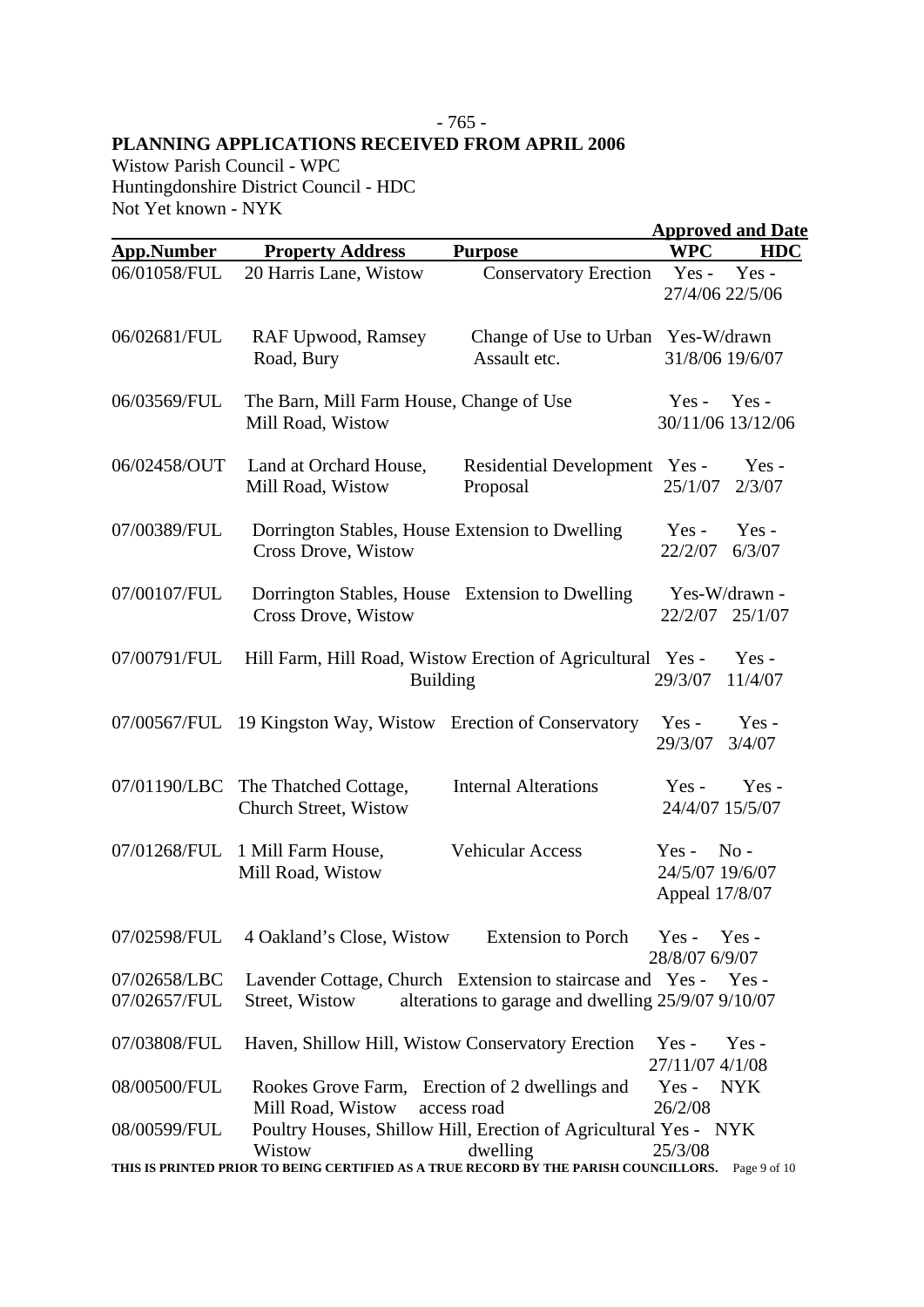## PLANNING APPLICATIONS RECEIVED FROM APRIL 2006

Wistow Parish Council - WPC
Huntingdonshire District Council - HDC
Not Yet known - NYK

| App.Number | Property Address | Purpose | Approved and Date WPC | HDC |
|---|---|---|---|---|
| 06/01058/FUL | 20 Harris Lane, Wistow | Conservatory Erection | Yes - 27/4/06 | Yes - 22/5/06 |
| 06/02681/FUL | RAF Upwood, Ramsey Road, Bury | Change of Use to Urban Assault etc. | Yes-W/drawn 31/8/06 | 19/6/07 |
| 06/03569/FUL | The Barn, Mill Farm House, Mill Road, Wistow | Change of Use | Yes - 30/11/06 | Yes - 13/12/06 |
| 06/02458/OUT | Land at Orchard House, Mill Road, Wistow | Residential Development Proposal | Yes - 25/1/07 | Yes - 2/3/07 |
| 07/00389/FUL | Dorrington Stables, House Cross Drove, Wistow | Extension to Dwelling | Yes - 22/2/07 | Yes - 6/3/07 |
| 07/00107/FUL | Dorrington Stables, House Cross Drove, Wistow | Extension to Dwelling | Yes-W/drawn - 22/2/07 | 25/1/07 |
| 07/00791/FUL | Hill Farm, Hill Road, Wistow | Erection of Agricultural Building | Yes - 29/3/07 | Yes - 11/4/07 |
| 07/00567/FUL | 19 Kingston Way, Wistow | Erection of Conservatory | Yes - 29/3/07 | Yes - 3/4/07 |
| 07/01190/LBC | The Thatched Cottage, Church Street, Wistow | Internal Alterations | Yes - 24/4/07 | Yes - 15/5/07 |
| 07/01268/FUL | 1 Mill Farm House, Mill Road, Wistow | Vehicular Access | Yes - 24/5/07 | No - 19/6/07 Appeal 17/8/07 |
| 07/02598/FUL | 4 Oakland's Close, Wistow | Extension to Porch | Yes - 28/8/07 | Yes - 6/9/07 |
| 07/02658/LBC 07/02657/FUL | Lavender Cottage, Church Street, Wistow | Extension to staircase and alterations to garage and dwelling | Yes - 25/9/07 | Yes - 9/10/07 |
| 07/03808/FUL | Haven, Shillow Hill, Wistow | Conservatory Erection | Yes - 27/11/07 | Yes - 4/1/08 |
| 08/00500/FUL | Rookes Grove Farm, Mill Road, Wistow | Erection of 2 dwellings and access road | Yes - 26/2/08 | NYK |
| 08/00599/FUL | Poultry Houses, Shillow Hill, Wistow | Erection of Agricultural dwelling | Yes - 25/3/08 | NYK |

**THIS IS PRINTED PRIOR TO BEING CERTIFIED AS A TRUE RECORD BY THE PARISH COUNCILLORS.**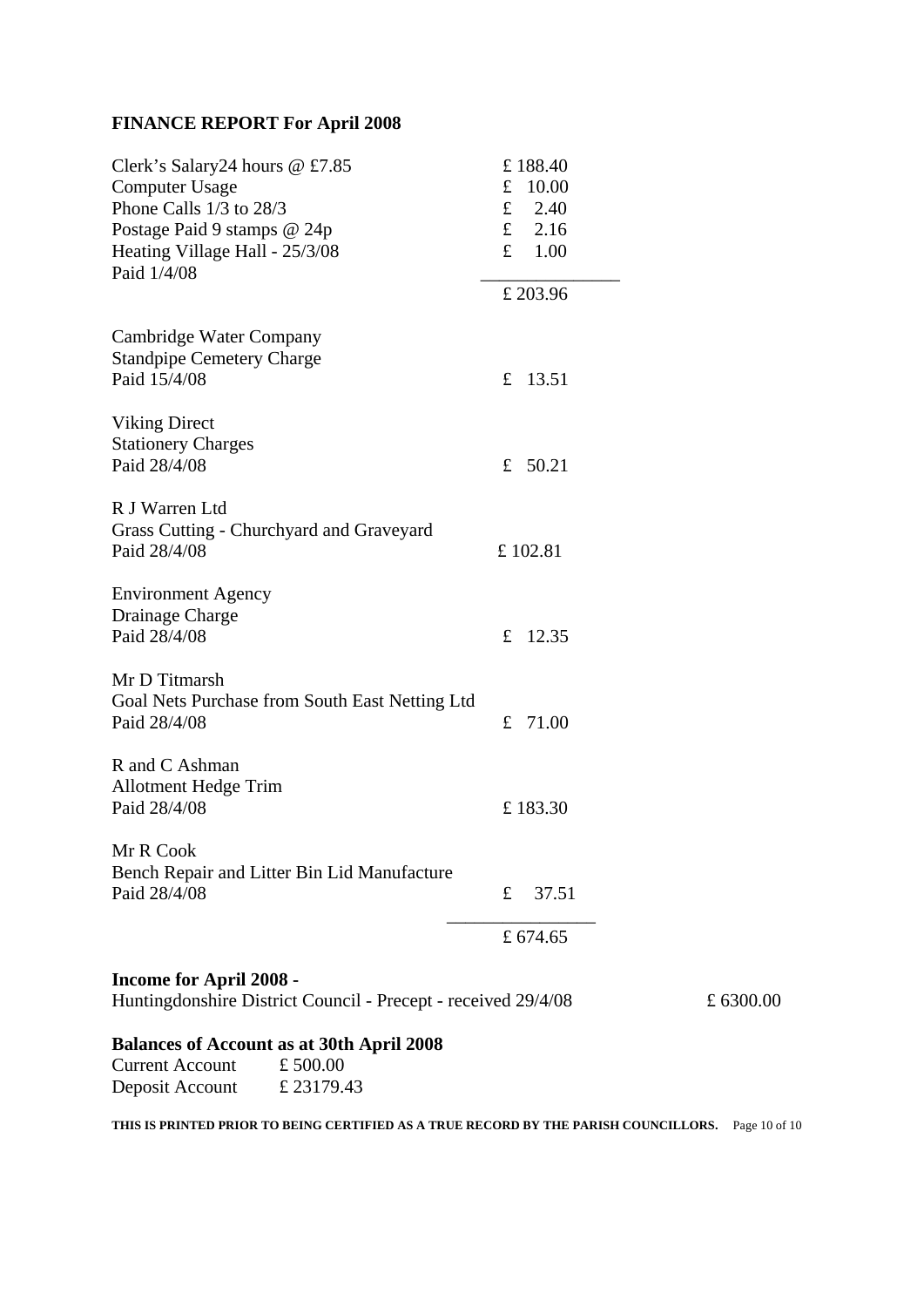**FINANCE REPORT For April 2008**

| | |
|---|---|
| Clerk's Salary24 hours @ £7.85 | £ 188.40 |
| Computer Usage | £ 10.00 |
| Phone Calls 1/3 to 28/3 | £ 2.40 |
| Postage Paid 9 stamps @ 24p | £ 2.16 |
| Heating Village Hall - 25/3/08 | £ 1.00 |
| Paid 1/4/08 | |
| | £ 203.96 |
| Cambridge Water Company | |
| Standpipe Cemetery Charge | |
| Paid 15/4/08 | £ 13.51 |
| Viking Direct | |
| Stationery Charges | |
| Paid 28/4/08 | £ 50.21 |
| R J Warren Ltd | |
| Grass Cutting - Churchyard and Graveyard | |
| Paid 28/4/08 | £ 102.81 |
| Environment Agency | |
| Drainage Charge | |
| Paid 28/4/08 | £ 12.35 |
| Mr D Titmarsh | |
| Goal Nets Purchase from South East Netting Ltd | |
| Paid 28/4/08 | £ 71.00 |
| R and C Ashman | |
| Allotment Hedge Trim | |
| Paid 28/4/08 | £ 183.30 |
| Mr R Cook | |
| Bench Repair and Litter Bin Lid Manufacture | |
| Paid 28/4/08 | £ 37.51 |
| | £ 674.65 |

**Income for April 2008 -**

Huntingdonshire District Council - Precept - received 29/4/08 £ 6300.00

**Balances of Account as at 30th April 2008**

Current Account £ 500.00
Deposit Account £ 23179.43

**THIS IS PRINTED PRIOR TO BEING CERTIFIED AS A TRUE RECORD BY THE PARISH COUNCILLORS.**